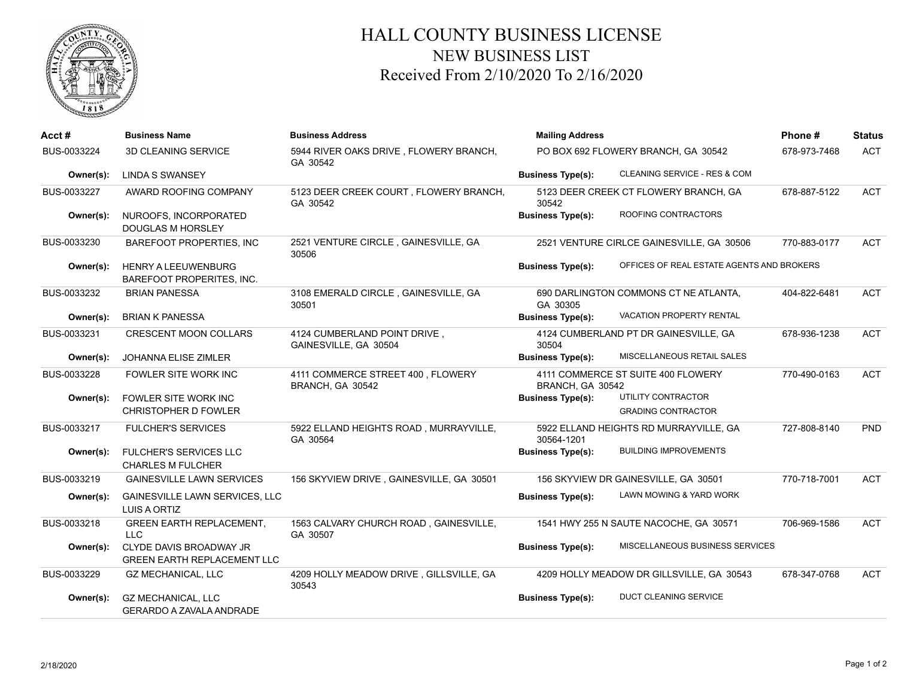# HALL COUNTY BUSINESS LICENSE
## NEW BUSINESS LIST
### Received From 2/10/2020 To 2/16/2020

| Acct # | Business Name | Business Address | Mailing Address | Phone # | Status |
|---|---|---|---|---|---|
| BUS-0033224 | 3D CLEANING SERVICE | 5944 RIVER OAKS DRIVE , FLOWERY BRANCH, GA 30542 | PO BOX 692 FLOWERY BRANCH, GA 30542 | 678-973-7468 | ACT |
| **Owner(s):** | LINDA S SWANSEY | | **Business Type(s):** CLEANING SERVICE - RES & COM | | |
| BUS-0033227 | AWARD ROOFING COMPANY | 5123 DEER CREEK COURT , FLOWERY BRANCH, GA 30542 | 5123 DEER CREEK CT FLOWERY BRANCH, GA 30542 | 678-887-5122 | ACT |
| **Owner(s):** | NUROOFS, INCORPORATED<br>DOUGLAS M HORSLEY | | **Business Type(s):** ROOFING CONTRACTORS | | |
| BUS-0033230 | BAREFOOT PROPERTIES, INC | 2521 VENTURE CIRCLE , GAINESVILLE, GA 30506 | 2521 VENTURE CIRLCE GAINESVILLE, GA 30506 | 770-883-0177 | ACT |
| **Owner(s):** | HENRY A LEEUWENBURG<br>BAREFOOT PROPERITES, INC. | | **Business Type(s):** OFFICES OF REAL ESTATE AGENTS AND BROKERS | | |
| BUS-0033232 | BRIAN PANESSA | 3108 EMERALD CIRCLE , GAINESVILLE, GA 30501 | 690 DARLINGTON COMMONS CT NE ATLANTA, GA 30305 | 404-822-6481 | ACT |
| **Owner(s):** | BRIAN K PANESSA | | **Business Type(s):** VACATION PROPERTY RENTAL | | |
| BUS-0033231 | CRESCENT MOON COLLARS | 4124 CUMBERLAND POINT DRIVE , GAINESVILLE, GA 30504 | 4124 CUMBERLAND PT DR GAINESVILLE, GA 30504 | 678-936-1238 | ACT |
| **Owner(s):** | JOHANNA ELISE ZIMLER | | **Business Type(s):** MISCELLANEOUS RETAIL SALES | | |
| BUS-0033228 | FOWLER SITE WORK INC | 4111 COMMERCE STREET 400 , FLOWERY BRANCH, GA 30542 | 4111 COMMERCE ST SUITE 400 FLOWERY BRANCH, GA 30542 | 770-490-0163 | ACT |
| **Owner(s):** | FOWLER SITE WORK INC<br>CHRISTOPHER D FOWLER | | **Business Type(s):** UTILITY CONTRACTOR<br>GRADING CONTRACTOR | | |
| BUS-0033217 | FULCHER'S SERVICES | 5922 ELLAND HEIGHTS ROAD , MURRAYVILLE, GA 30564 | 5922 ELLAND HEIGHTS RD MURRAYVILLE, GA 30564-1201 | 727-808-8140 | PND |
| **Owner(s):** | FULCHER'S SERVICES LLC<br>CHARLES M FULCHER | | **Business Type(s):** BUILDING IMPROVEMENTS | | |
| BUS-0033219 | GAINESVILLE LAWN SERVICES | 156 SKYVIEW DRIVE , GAINESVILLE, GA 30501 | 156 SKYVIEW DR GAINESVILLE, GA 30501 | 770-718-7001 | ACT |
| **Owner(s):** | GAINESVILLE LAWN SERVICES, LLC<br>LUIS A ORTIZ | | **Business Type(s):** LAWN MOWING & YARD WORK | | |
| BUS-0033218 | GREEN EARTH REPLACEMENT, LLC | 1563 CALVARY CHURCH ROAD , GAINESVILLE, GA 30507 | 1541 HWY 255 N SAUTE NACOCHE, GA 30571 | 706-969-1586 | ACT |
| **Owner(s):** | CLYDE DAVIS BROADWAY JR<br>GREEN EARTH REPLACEMENT LLC | | **Business Type(s):** MISCELLANEOUS BUSINESS SERVICES | | |
| BUS-0033229 | GZ MECHANICAL, LLC | 4209 HOLLY MEADOW DRIVE , GILLSVILLE, GA 30543 | 4209 HOLLY MEADOW DR GILLSVILLE, GA 30543 | 678-347-0768 | ACT |
| **Owner(s):** | GZ MECHANICAL, LLC<br>GERARDO A ZAVALA ANDRADE | | **Business Type(s):** DUCT CLEANING SERVICE | | |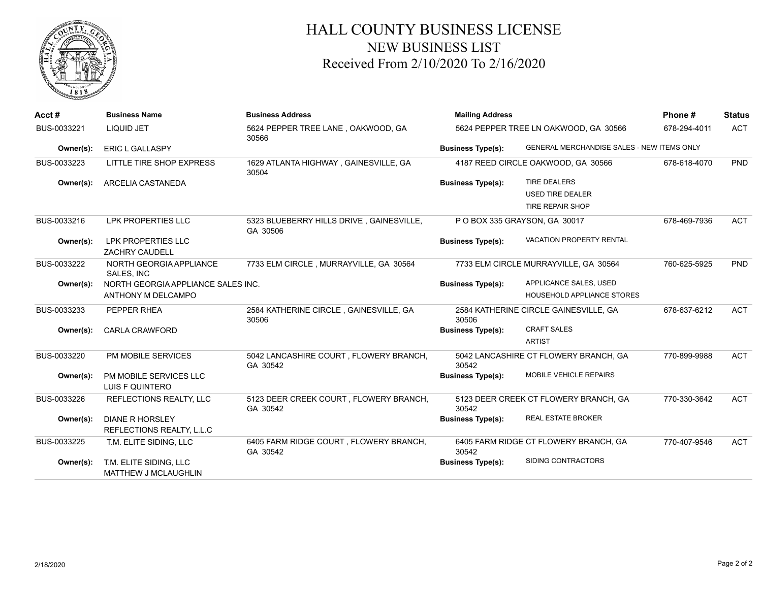# HALL COUNTY BUSINESS LICENSE
## NEW BUSINESS LIST
## Received From 2/10/2020 To 2/16/2020

| Acct # | Business Name | Business Address | Mailing Address | | Phone # | Status |
|---|---|---|---|---|---|---|
| BUS-0033221 | LIQUID JET | 5624 PEPPER TREE LANE , OAKWOOD, GA 30566 | 5624 PEPPER TREE LN OAKWOOD, GA 30566 | | 678-294-4011 | ACT |
| Owner(s): | ERIC L GALLASPY | | Business Type(s): | GENERAL MERCHANDISE SALES - NEW ITEMS ONLY | | |
| BUS-0033223 | LITTLE TIRE SHOP EXPRESS | 1629 ATLANTA HIGHWAY , GAINESVILLE, GA 30504 | 4187 REED CIRCLE OAKWOOD, GA 30566 | | 678-618-4070 | PND |
| Owner(s): | ARCELIA CASTANEDA | | Business Type(s): | TIRE DEALERS<br>USED TIRE DEALER<br>TIRE REPAIR SHOP | | |
| BUS-0033216 | LPK PROPERTIES LLC | 5323 BLUEBERRY HILLS DRIVE , GAINESVILLE, GA 30506 | P O BOX 335 GRAYSON, GA 30017 | | 678-469-7936 | ACT |
| Owner(s): | LPK PROPERTIES LLC<br>ZACHRY CAUDELL | | Business Type(s): | VACATION PROPERTY RENTAL | | |
| BUS-0033222 | NORTH GEORGIA APPLIANCE SALES, INC | 7733 ELM CIRCLE , MURRAYVILLE, GA 30564 | 7733 ELM CIRCLE MURRAYVILLE, GA 30564 | | 760-625-5925 | PND |
| Owner(s): | NORTH GEORGIA APPLIANCE SALES INC.<br>ANTHONY M DELCAMPO | | Business Type(s): | APPLICANCE SALES, USED<br>HOUSEHOLD APPLIANCE STORES | | |
| BUS-0033233 | PEPPER RHEA | 2584 KATHERINE CIRCLE , GAINESVILLE, GA 30506 | 2584 KATHERINE CIRCLE GAINESVILLE, GA 30506 | | 678-637-6212 | ACT |
| Owner(s): | CARLA CRAWFORD | | Business Type(s): | CRAFT SALES<br>ARTIST | | |
| BUS-0033220 | PM MOBILE SERVICES | 5042 LANCASHIRE COURT , FLOWERY BRANCH, GA 30542 | 5042 LANCASHIRE CT FLOWERY BRANCH, GA 30542 | | 770-899-9988 | ACT |
| Owner(s): | PM MOBILE SERVICES LLC<br>LUIS F QUINTERO | | Business Type(s): | MOBILE VEHICLE REPAIRS | | |
| BUS-0033226 | REFLECTIONS REALTY, LLC | 5123 DEER CREEK COURT , FLOWERY BRANCH, GA 30542 | 5123 DEER CREEK CT FLOWERY BRANCH, GA 30542 | | 770-330-3642 | ACT |
| Owner(s): | DIANE R HORSLEY<br>REFLECTIONS REALTY, L.L.C | | Business Type(s): | REAL ESTATE BROKER | | |
| BUS-0033225 | T.M. ELITE SIDING, LLC | 6405 FARM RIDGE COURT , FLOWERY BRANCH, GA 30542 | 6405 FARM RIDGE CT FLOWERY BRANCH, GA 30542 | | 770-407-9546 | ACT |
| Owner(s): | T.M. ELITE SIDING, LLC<br>MATTHEW J MCLAUGHLIN | | Business Type(s): | SIDING CONTRACTORS | | |

2/18/2020